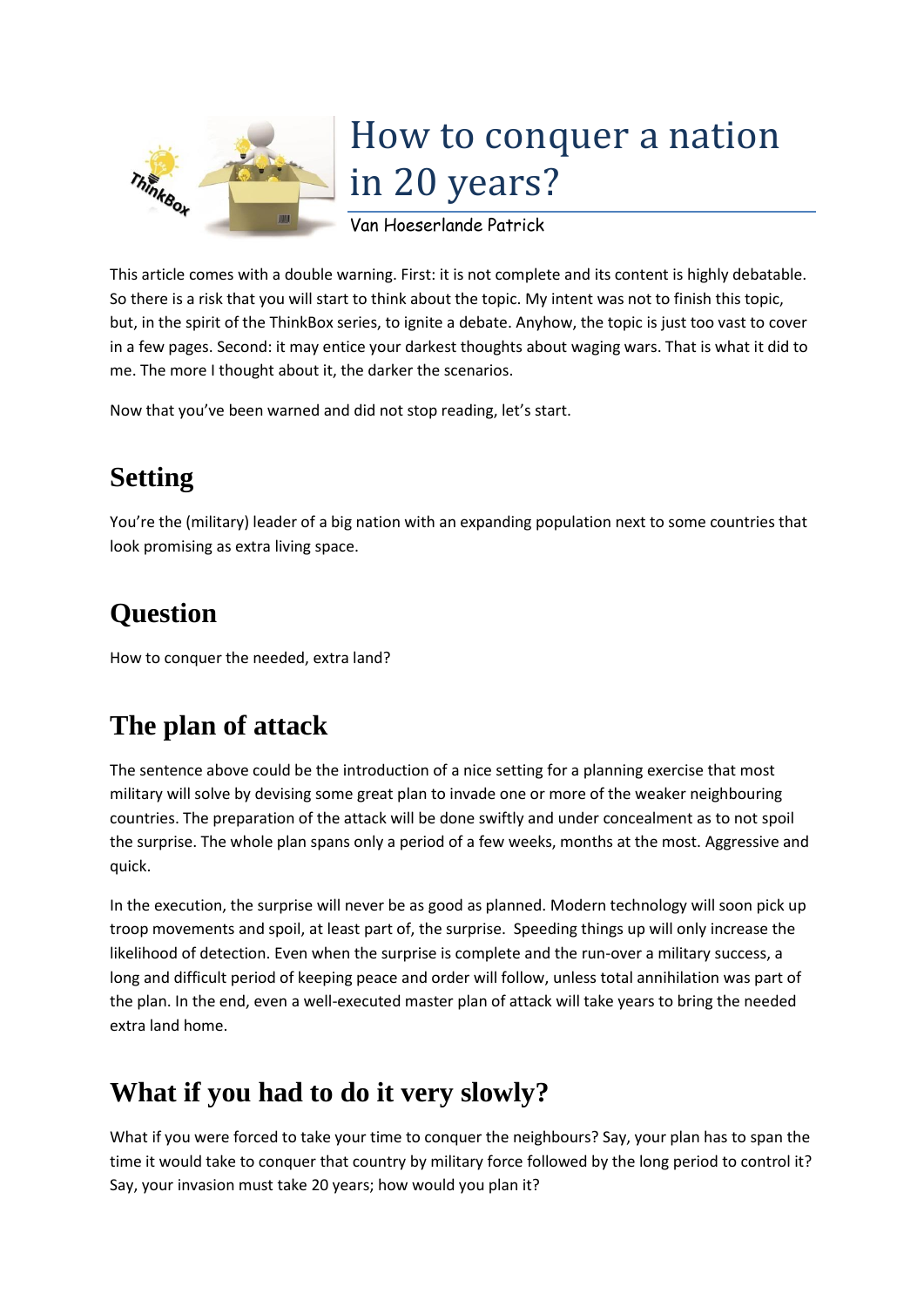# How to conquer a nation in 20 years?

Van Hoeserlande Patrick

This article comes with a double warning. First: it is not complete and its content is highly debatable. So there is a risk that you will start to think about the topic. My intent was not to finish this topic, but, in the spirit of the ThinkBox series, to ignite a debate. Anyhow, the topic is just too vast to cover in a few pages. Second: it may entice your darkest thoughts about waging wars. That is what it did to me. The more I thought about it, the darker the scenarios.

Now that you've been warned and did not stop reading, let's start.

## Setting

You're the (military) leader of a big nation with an expanding population next to some countries that look promising as extra living space.

## Question

How to conquer the needed, extra land?

## The plan of attack

The sentence above could be the introduction of a nice setting for a planning exercise that most military will solve by devising some great plan to invade one or more of the weaker neighbouring countries. The preparation of the attack will be done swiftly and under concealment as to not spoil the surprise. The whole plan spans only a period of a few weeks, months at the most. Aggressive and quick.

In the execution, the surprise will never be as good as planned. Modern technology will soon pick up troop movements and spoil, at least part of, the surprise. Speeding things up will only increase the likelihood of detection. Even when the surprise is complete and the run-over a military success, a long and difficult period of keeping peace and order will follow, unless total annihilation was part of the plan. In the end, even a well-executed master plan of attack will take years to bring the needed extra land home.

## What if you had to do it very slowly?

What if you were forced to take your time to conquer the neighbours? Say, your plan has to span the time it would take to conquer that country by military force followed by the long period to control it? Say, your invasion must take 20 years; how would you plan it?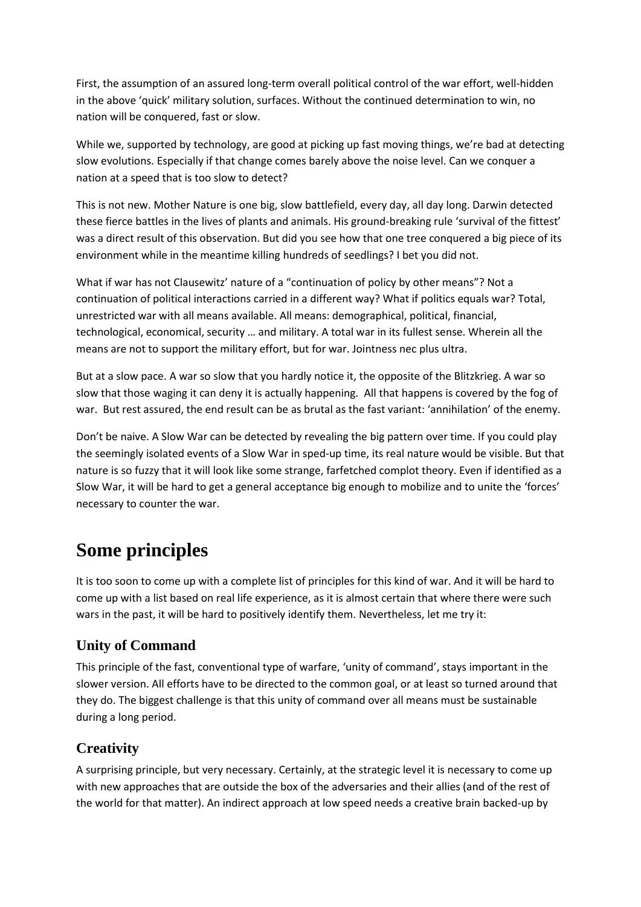First, the assumption of an assured long-term overall political control of the war effort, well-hidden in the above 'quick' military solution, surfaces. Without the continued determination to win, no nation will be conquered, fast or slow.

While we, supported by technology, are good at picking up fast moving things, we're bad at detecting slow evolutions. Especially if that change comes barely above the noise level. Can we conquer a nation at a speed that is too slow to detect?

This is not new. Mother Nature is one big, slow battlefield, every day, all day long. Darwin detected these fierce battles in the lives of plants and animals. His ground-breaking rule 'survival of the fittest' was a direct result of this observation. But did you see how that one tree conquered a big piece of its environment while in the meantime killing hundreds of seedlings? I bet you did not.

What if war has not Clausewitz' nature of a "continuation of policy by other means"? Not a continuation of political interactions carried in a different way? What if politics equals war? Total, unrestricted war with all means available. All means: demographical, political, financial, technological, economical, security … and military. A total war in its fullest sense. Wherein all the means are not to support the military effort, but for war. Jointness nec plus ultra.

But at a slow pace. A war so slow that you hardly notice it, the opposite of the Blitzkrieg. A war so slow that those waging it can deny it is actually happening. All that happens is covered by the fog of war. But rest assured, the end result can be as brutal as the fast variant: 'annihilation' of the enemy.

Don't be naive. A Slow War can be detected by revealing the big pattern over time. If you could play the seemingly isolated events of a Slow War in sped-up time, its real nature would be visible. But that nature is so fuzzy that it will look like some strange, farfetched complot theory. Even if identified as a Slow War, it will be hard to get a general acceptance big enough to mobilize and to unite the 'forces' necessary to counter the war.

# Some principles

It is too soon to come up with a complete list of principles for this kind of war. And it will be hard to come up with a list based on real life experience, as it is almost certain that where there were such wars in the past, it will be hard to positively identify them. Nevertheless, let me try it:

## Unity of Command

This principle of the fast, conventional type of warfare, 'unity of command', stays important in the slower version. All efforts have to be directed to the common goal, or at least so turned around that they do. The biggest challenge is that this unity of command over all means must be sustainable during a long period.

## Creativity

A surprising principle, but very necessary. Certainly, at the strategic level it is necessary to come up with new approaches that are outside the box of the adversaries and their allies (and of the rest of the world for that matter). An indirect approach at low speed needs a creative brain backed-up by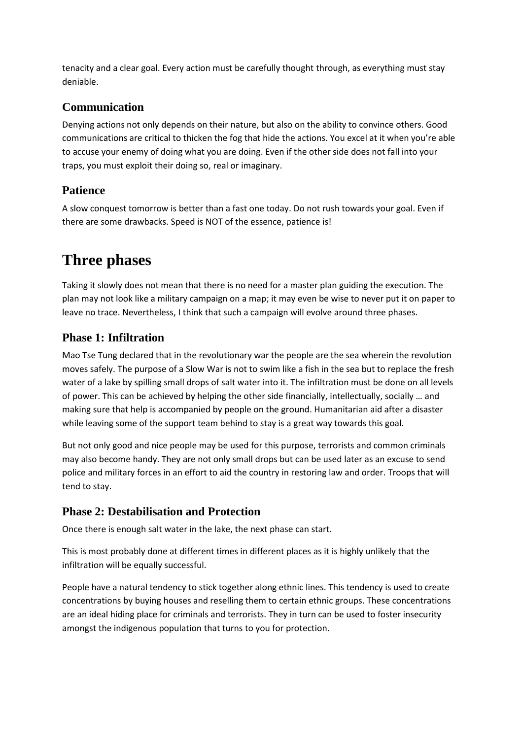tenacity and a clear goal. Every action must be carefully thought through, as everything must stay deniable.

### Communication

Denying actions not only depends on their nature, but also on the ability to convince others. Good communications are critical to thicken the fog that hide the actions. You excel at it when you're able to accuse your enemy of doing what you are doing. Even if the other side does not fall into your traps, you must exploit their doing so, real or imaginary.

### Patience

A slow conquest tomorrow is better than a fast one today. Do not rush towards your goal. Even if there are some drawbacks. Speed is NOT of the essence, patience is!

## Three phases

Taking it slowly does not mean that there is no need for a master plan guiding the execution. The plan may not look like a military campaign on a map; it may even be wise to never put it on paper to leave no trace. Nevertheless, I think that such a campaign will evolve around three phases.

### Phase 1: Infiltration

Mao Tse Tung declared that in the revolutionary war the people are the sea wherein the revolution moves safely. The purpose of a Slow War is not to swim like a fish in the sea but to replace the fresh water of a lake by spilling small drops of salt water into it. The infiltration must be done on all levels of power. This can be achieved by helping the other side financially, intellectually, socially … and making sure that help is accompanied by people on the ground. Humanitarian aid after a disaster while leaving some of the support team behind to stay is a great way towards this goal.

But not only good and nice people may be used for this purpose, terrorists and common criminals may also become handy. They are not only small drops but can be used later as an excuse to send police and military forces in an effort to aid the country in restoring law and order. Troops that will tend to stay.

### Phase 2: Destabilisation and Protection

Once there is enough salt water in the lake, the next phase can start.

This is most probably done at different times in different places as it is highly unlikely that the infiltration will be equally successful.

People have a natural tendency to stick together along ethnic lines. This tendency is used to create concentrations by buying houses and reselling them to certain ethnic groups. These concentrations are an ideal hiding place for criminals and terrorists. They in turn can be used to foster insecurity amongst the indigenous population that turns to you for protection.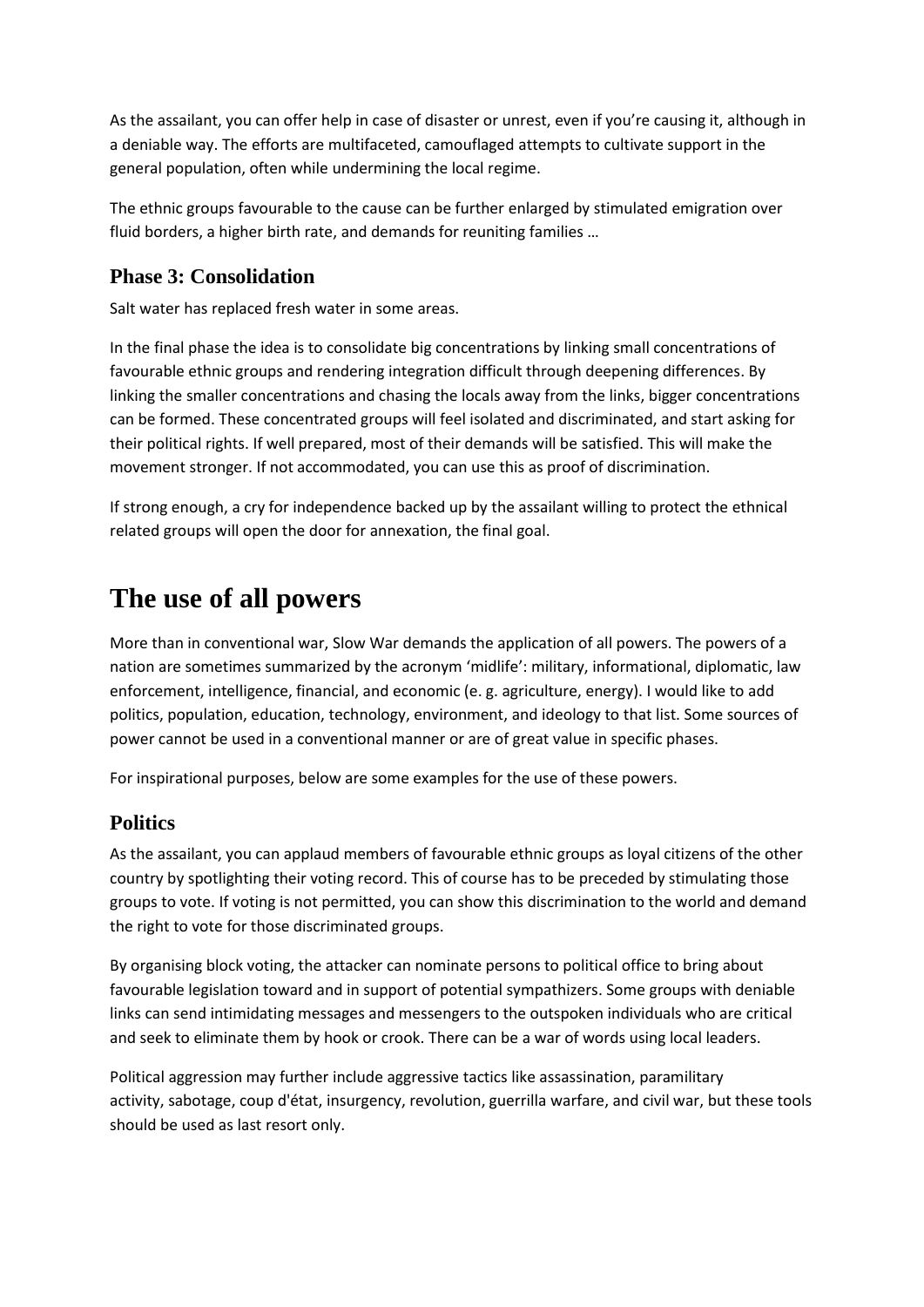As the assailant, you can offer help in case of disaster or unrest, even if you're causing it, although in a deniable way. The efforts are multifaceted, camouflaged attempts to cultivate support in the general population, often while undermining the local regime.

The ethnic groups favourable to the cause can be further enlarged by stimulated emigration over fluid borders, a higher birth rate, and demands for reuniting families …

### Phase 3: Consolidation

Salt water has replaced fresh water in some areas.

In the final phase the idea is to consolidate big concentrations by linking small concentrations of favourable ethnic groups and rendering integration difficult through deepening differences. By linking the smaller concentrations and chasing the locals away from the links, bigger concentrations can be formed. These concentrated groups will feel isolated and discriminated, and start asking for their political rights. If well prepared, most of their demands will be satisfied. This will make the movement stronger. If not accommodated, you can use this as proof of discrimination.

If strong enough, a cry for independence backed up by the assailant willing to protect the ethnical related groups will open the door for annexation, the final goal.

## The use of all powers

More than in conventional war, Slow War demands the application of all powers. The powers of a nation are sometimes summarized by the acronym 'midlife': military, informational, diplomatic, law enforcement, intelligence, financial, and economic (e. g. agriculture, energy). I would like to add politics, population, education, technology, environment, and ideology to that list. Some sources of power cannot be used in a conventional manner or are of great value in specific phases.

For inspirational purposes, below are some examples for the use of these powers.

### Politics

As the assailant, you can applaud members of favourable ethnic groups as loyal citizens of the other country by spotlighting their voting record. This of course has to be preceded by stimulating those groups to vote. If voting is not permitted, you can show this discrimination to the world and demand the right to vote for those discriminated groups.

By organising block voting, the attacker can nominate persons to political office to bring about favourable legislation toward and in support of potential sympathizers. Some groups with deniable links can send intimidating messages and messengers to the outspoken individuals who are critical and seek to eliminate them by hook or crook. There can be a war of words using local leaders.

Political aggression may further include aggressive tactics like assassination, paramilitary activity, sabotage, coup d'état, insurgency, revolution, guerrilla warfare, and civil war, but these tools should be used as last resort only.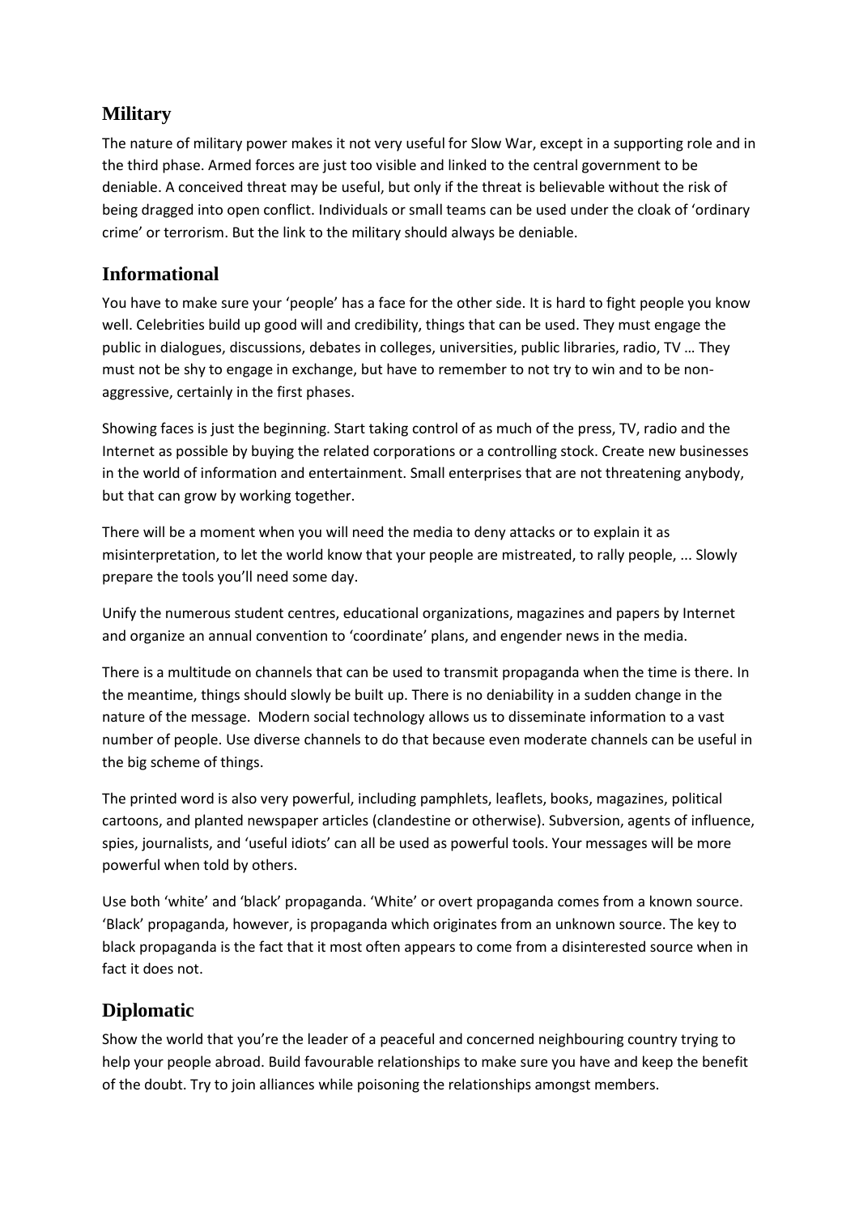## Military

The nature of military power makes it not very useful for Slow War, except in a supporting role and in the third phase. Armed forces are just too visible and linked to the central government to be deniable. A conceived threat may be useful, but only if the threat is believable without the risk of being dragged into open conflict. Individuals or small teams can be used under the cloak of 'ordinary crime' or terrorism. But the link to the military should always be deniable.

## Informational

You have to make sure your 'people' has a face for the other side. It is hard to fight people you know well. Celebrities build up good will and credibility, things that can be used. They must engage the public in dialogues, discussions, debates in colleges, universities, public libraries, radio, TV … They must not be shy to engage in exchange, but have to remember to not try to win and to be non-aggressive, certainly in the first phases.

Showing faces is just the beginning. Start taking control of as much of the press, TV, radio and the Internet as possible by buying the related corporations or a controlling stock. Create new businesses in the world of information and entertainment. Small enterprises that are not threatening anybody, but that can grow by working together.

There will be a moment when you will need the media to deny attacks or to explain it as misinterpretation, to let the world know that your people are mistreated, to rally people, ... Slowly prepare the tools you'll need some day.

Unify the numerous student centres, educational organizations, magazines and papers by Internet and organize an annual convention to 'coordinate' plans, and engender news in the media.

There is a multitude on channels that can be used to transmit propaganda when the time is there. In the meantime, things should slowly be built up. There is no deniability in a sudden change in the nature of the message. Modern social technology allows us to disseminate information to a vast number of people. Use diverse channels to do that because even moderate channels can be useful in the big scheme of things.

The printed word is also very powerful, including pamphlets, leaflets, books, magazines, political cartoons, and planted newspaper articles (clandestine or otherwise). Subversion, agents of influence, spies, journalists, and 'useful idiots' can all be used as powerful tools. Your messages will be more powerful when told by others.

Use both 'white' and 'black' propaganda. 'White' or overt propaganda comes from a known source. 'Black' propaganda, however, is propaganda which originates from an unknown source. The key to black propaganda is the fact that it most often appears to come from a disinterested source when in fact it does not.

## Diplomatic

Show the world that you're the leader of a peaceful and concerned neighbouring country trying to help your people abroad. Build favourable relationships to make sure you have and keep the benefit of the doubt. Try to join alliances while poisoning the relationships amongst members.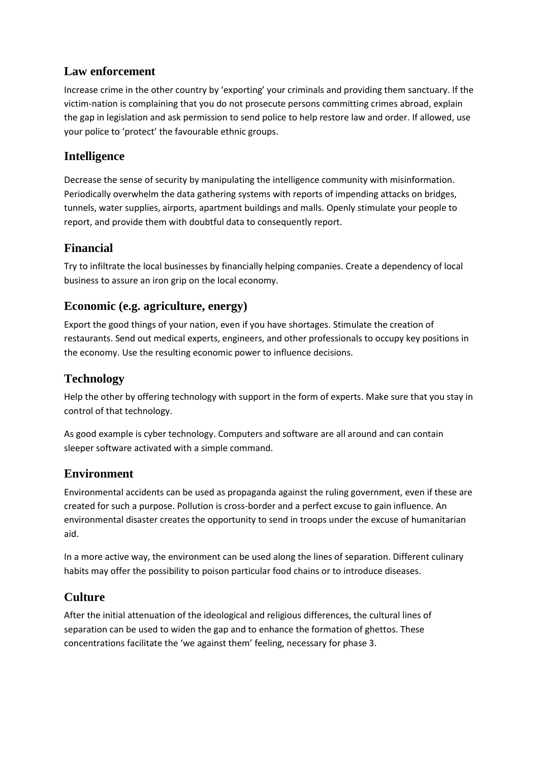## Law enforcement

Increase crime in the other country by ‘exporting’ your criminals and providing them sanctuary. If the victim-nation is complaining that you do not prosecute persons committing crimes abroad, explain the gap in legislation and ask permission to send police to help restore law and order. If allowed, use your police to ‘protect’ the favourable ethnic groups.

## Intelligence

Decrease the sense of security by manipulating the intelligence community with misinformation. Periodically overwhelm the data gathering systems with reports of impending attacks on bridges, tunnels, water supplies, airports, apartment buildings and malls. Openly stimulate your people to report, and provide them with doubtful data to consequently report.

## Financial

Try to infiltrate the local businesses by financially helping companies. Create a dependency of local business to assure an iron grip on the local economy.

## Economic (e.g. agriculture, energy)

Export the good things of your nation, even if you have shortages. Stimulate the creation of restaurants. Send out medical experts, engineers, and other professionals to occupy key positions in the economy. Use the resulting economic power to influence decisions.

## Technology

Help the other by offering technology with support in the form of experts. Make sure that you stay in control of that technology.

As good example is cyber technology. Computers and software are all around and can contain sleeper software activated with a simple command.

## Environment

Environmental accidents can be used as propaganda against the ruling government, even if these are created for such a purpose. Pollution is cross-border and a perfect excuse to gain influence. An environmental disaster creates the opportunity to send in troops under the excuse of humanitarian aid.

In a more active way, the environment can be used along the lines of separation. Different culinary habits may offer the possibility to poison particular food chains or to introduce diseases.

## Culture

After the initial attenuation of the ideological and religious differences, the cultural lines of separation can be used to widen the gap and to enhance the formation of ghettos. These concentrations facilitate the ‘we against them’ feeling, necessary for phase 3.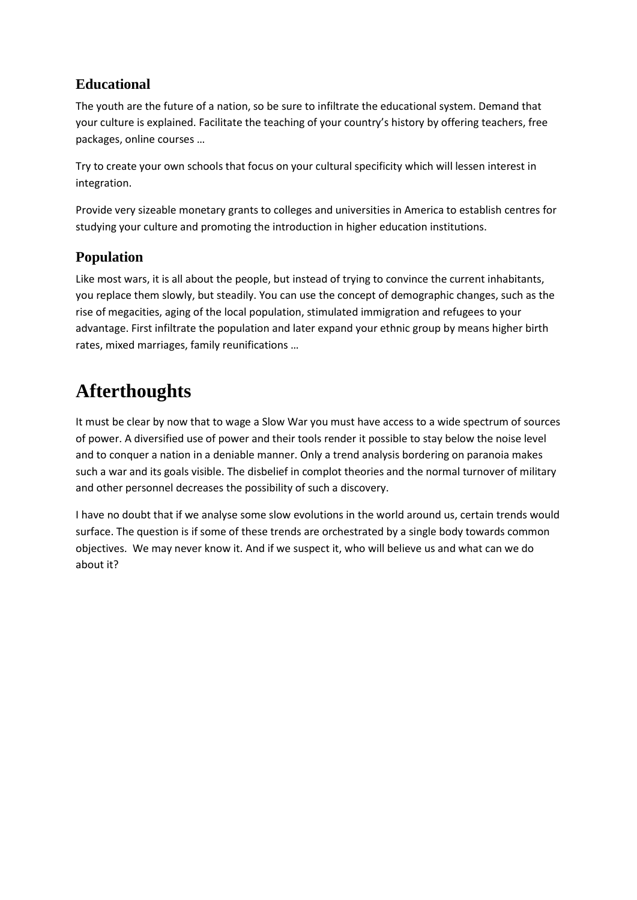### Educational

The youth are the future of a nation, so be sure to infiltrate the educational system. Demand that your culture is explained. Facilitate the teaching of your country's history by offering teachers, free packages, online courses …

Try to create your own schools that focus on your cultural specificity which will lessen interest in integration.

Provide very sizeable monetary grants to colleges and universities in America to establish centres for studying your culture and promoting the introduction in higher education institutions.

### Population

Like most wars, it is all about the people, but instead of trying to convince the current inhabitants, you replace them slowly, but steadily. You can use the concept of demographic changes, such as the rise of megacities, aging of the local population, stimulated immigration and refugees to your advantage. First infiltrate the population and later expand your ethnic group by means higher birth rates, mixed marriages, family reunifications …

# Afterthoughts

It must be clear by now that to wage a Slow War you must have access to a wide spectrum of sources of power. A diversified use of power and their tools render it possible to stay below the noise level and to conquer a nation in a deniable manner. Only a trend analysis bordering on paranoia makes such a war and its goals visible. The disbelief in complot theories and the normal turnover of military and other personnel decreases the possibility of such a discovery.

I have no doubt that if we analyse some slow evolutions in the world around us, certain trends would surface. The question is if some of these trends are orchestrated by a single body towards common objectives. We may never know it. And if we suspect it, who will believe us and what can we do about it?